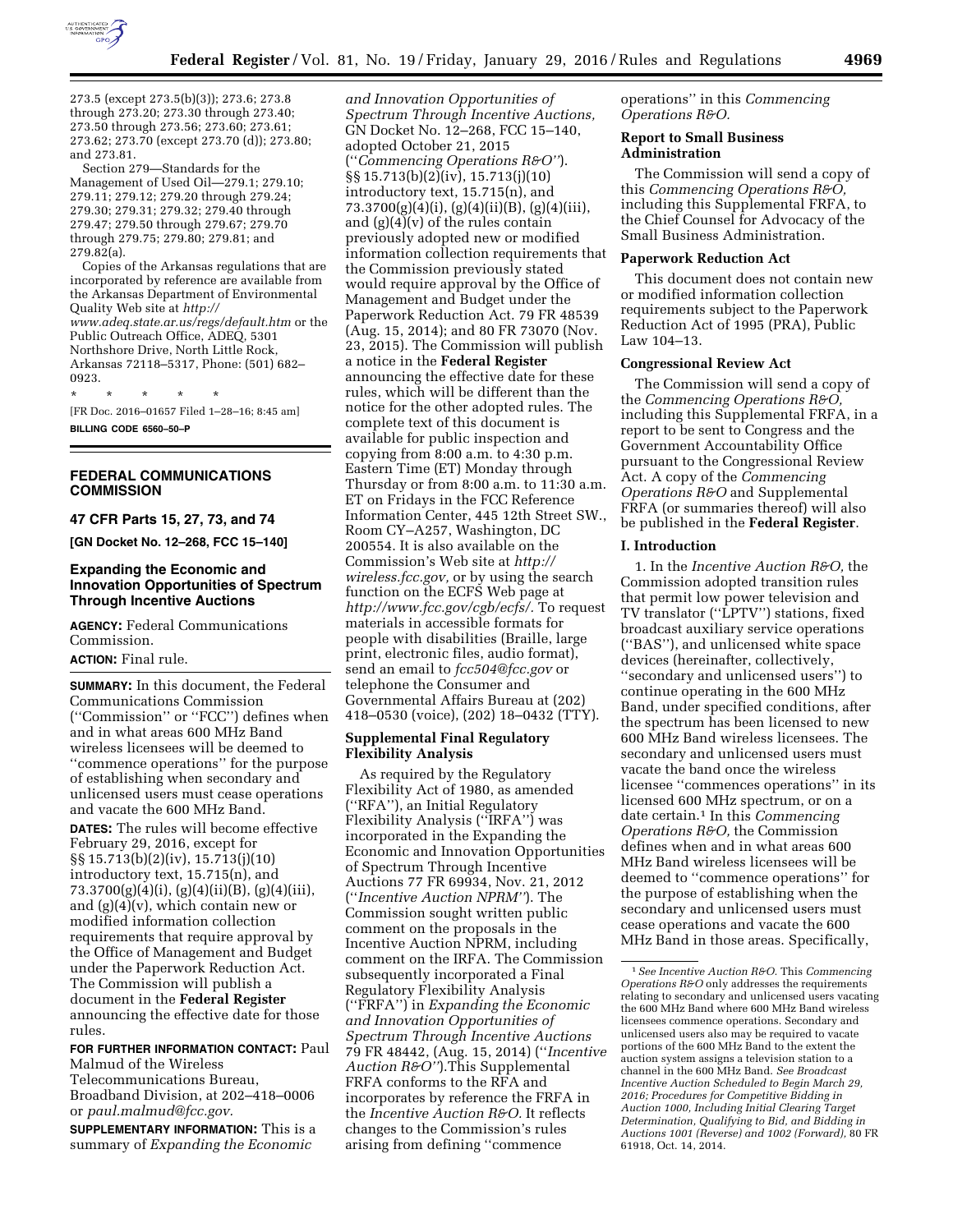273.5 (except 273.5(b)(3)); 273.6; 273.8 through 273.20; 273.30 through 273.40; 273.50 through 273.56; 273.60; 273.61; 273.62; 273.70 (except 273.70 (d)); 273.80; and 273.81.

Section 279—Standards for the Management of Used Oil—279.1; 279.10; 279.11; 279.12; 279.20 through 279.24; 279.30; 279.31; 279.32; 279.40 through 279.47; 279.50 through 279.67; 279.70 through 279.75; 279.80; 279.81; and 279.82(a).

Copies of the Arkansas regulations that are incorporated by reference are available from the Arkansas Department of Environmental Quality Web site at *http://www.adeq.state.ar.us/regs/default.htm* or the Public Outreach Office, ADEQ, 5301 Northshore Drive, North Little Rock, Arkansas 72118–5317, Phone: (501) 682–0923.

\* \* \* \* \*

[FR Doc. 2016–01657 Filed 1–28–16; 8:45 am]

**BILLING CODE 6560–50–P**

## FEDERAL COMMUNICATIONS COMMISSION

### 47 CFR Parts 15, 27, 73, and 74

**[GN Docket No. 12–268, FCC 15–140]**

### Expanding the Economic and Innovation Opportunities of Spectrum Through Incentive Auctions

**AGENCY:** Federal Communications Commission.

**ACTION:** Final rule.

**SUMMARY:** In this document, the Federal Communications Commission (''Commission'' or ''FCC'') defines when and in what areas 600 MHz Band wireless licensees will be deemed to ''commence operations'' for the purpose of establishing when secondary and unlicensed users must cease operations and vacate the 600 MHz Band.

**DATES:** The rules will become effective February 29, 2016, except for §§ 15.713(b)(2)(iv), 15.713(j)(10) introductory text, 15.715(n), and 73.3700(g)(4)(i), (g)(4)(ii)(B), (g)(4)(iii), and (g)(4)(v), which contain new or modified information collection requirements that require approval by the Office of Management and Budget under the Paperwork Reduction Act. The Commission will publish a document in the **Federal Register** announcing the effective date for those rules.

**FOR FURTHER INFORMATION CONTACT:** Paul Malmud of the Wireless Telecommunications Bureau, Broadband Division, at 202–418–0006 or *paul.malmud@fcc.gov.*

**SUPPLEMENTARY INFORMATION:** This is a summary of *Expanding the Economic and Innovation Opportunities of Spectrum Through Incentive Auctions,* GN Docket No. 12–268, FCC 15–140, adopted October 21, 2015 (''*Commencing Operations R&O*''). §§ 15.713(b)(2)(iv), 15.713(j)(10) introductory text, 15.715(n), and 73.3700(g)(4)(i), (g)(4)(ii)(B), (g)(4)(iii), and (g)(4)(v) of the rules contain previously adopted new or modified information collection requirements that the Commission previously stated would require approval by the Office of Management and Budget under the Paperwork Reduction Act. 79 FR 48539 (Aug. 15, 2014); and 80 FR 73070 (Nov. 23, 2015). The Commission will publish a notice in the **Federal Register** announcing the effective date for these rules, which will be different than the notice for the other adopted rules. The complete text of this document is available for public inspection and copying from 8:00 a.m. to 4:30 p.m. Eastern Time (ET) Monday through Thursday or from 8:00 a.m. to 11:30 a.m. ET on Fridays in the FCC Reference Information Center, 445 12th Street SW., Room CY–A257, Washington, DC 200554. It is also available on the Commission's Web site at *http://wireless.fcc.gov,* or by using the search function on the ECFS Web page at *http://www.fcc.gov/cgb/ecfs/.* To request materials in accessible formats for people with disabilities (Braille, large print, electronic files, audio format), send an email to *fcc504@fcc.gov* or telephone the Consumer and Governmental Affairs Bureau at (202) 418–0530 (voice), (202) 18–0432 (TTY).

### Supplemental Final Regulatory Flexibility Analysis

As required by the Regulatory Flexibility Act of 1980, as amended (''RFA''), an Initial Regulatory Flexibility Analysis (''IRFA'') was incorporated in the Expanding the Economic and Innovation Opportunities of Spectrum Through Incentive Auctions 77 FR 69934, Nov. 21, 2012 (''*Incentive Auction NPRM*''). The Commission sought written public comment on the proposals in the Incentive Auction NPRM, including comment on the IRFA. The Commission subsequently incorporated a Final Regulatory Flexibility Analysis (''FRFA'') in *Expanding the Economic and Innovation Opportunities of Spectrum Through Incentive Auctions* 79 FR 48442, (Aug. 15, 2014) (''*Incentive Auction R&O*'').This Supplemental FRFA conforms to the RFA and incorporates by reference the FRFA in the *Incentive Auction R&O.* It reflects changes to the Commission's rules arising from defining ''commence operations'' in this *Commencing Operations R&O.*

### Report to Small Business Administration

The Commission will send a copy of this *Commencing Operations R&O,* including this Supplemental FRFA, to the Chief Counsel for Advocacy of the Small Business Administration.

### Paperwork Reduction Act

This document does not contain new or modified information collection requirements subject to the Paperwork Reduction Act of 1995 (PRA), Public Law 104–13.

### Congressional Review Act

The Commission will send a copy of the *Commencing Operations R&O,* including this Supplemental FRFA, in a report to be sent to Congress and the Government Accountability Office pursuant to the Congressional Review Act. A copy of the *Commencing Operations R&O* and Supplemental FRFA (or summaries thereof) will also be published in the **Federal Register**.

### I. Introduction

1. In the *Incentive Auction R&O,* the Commission adopted transition rules that permit low power television and TV translator (''LPTV'') stations, fixed broadcast auxiliary service operations (''BAS''), and unlicensed white space devices (hereinafter, collectively, ''secondary and unlicensed users'') to continue operating in the 600 MHz Band, under specified conditions, after the spectrum has been licensed to new 600 MHz Band wireless licensees. The secondary and unlicensed users must vacate the band once the wireless licensee ''commences operations'' in its licensed 600 MHz spectrum, or on a date certain.[1] In this *Commencing Operations R&O,* the Commission defines when and in what areas 600 MHz Band wireless licensees will be deemed to ''commence operations'' for the purpose of establishing when the secondary and unlicensed users must cease operations and vacate the 600 MHz Band in those areas. Specifically,

[1] *See Incentive Auction R&O.* This *Commencing Operations R&O* only addresses the requirements relating to secondary and unlicensed users vacating the 600 MHz Band where 600 MHz Band wireless licensees commence operations. Secondary and unlicensed users also may be required to vacate portions of the 600 MHz Band to the extent the auction system assigns a television station to a channel in the 600 MHz Band. *See Broadcast Incentive Auction Scheduled to Begin March 29, 2016; Procedures for Competitive Bidding in Auction 1000, Including Initial Clearing Target Determination, Qualifying to Bid, and Bidding in Auctions 1001 (Reverse) and 1002 (Forward),* 80 FR 61918, Oct. 14, 2014.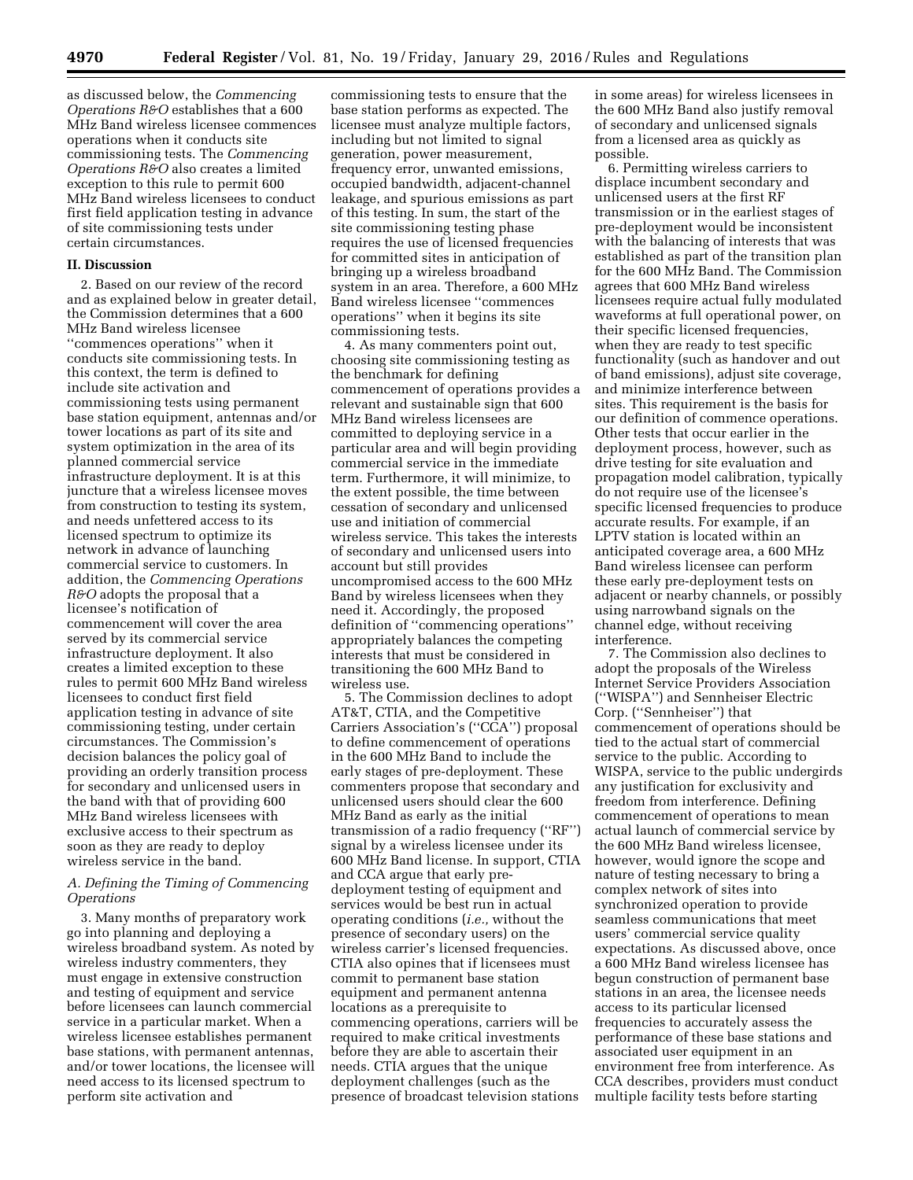as discussed below, the *Commencing Operations R&O* establishes that a 600 MHz Band wireless licensee commences operations when it conducts site commissioning tests. The *Commencing Operations R&O* also creates a limited exception to this rule to permit 600 MHz Band wireless licensees to conduct first field application testing in advance of site commissioning tests under certain circumstances.

## II. Discussion

2. Based on our review of the record and as explained below in greater detail, the Commission determines that a 600 MHz Band wireless licensee ''commences operations'' when it conducts site commissioning tests. In this context, the term is defined to include site activation and commissioning tests using permanent base station equipment, antennas and/or tower locations as part of its site and system optimization in the area of its planned commercial service infrastructure deployment. It is at this juncture that a wireless licensee moves from construction to testing its system, and needs unfettered access to its licensed spectrum to optimize its network in advance of launching commercial service to customers. In addition, the *Commencing Operations R&O* adopts the proposal that a licensee's notification of commencement will cover the area served by its commercial service infrastructure deployment. It also creates a limited exception to these rules to permit 600 MHz Band wireless licensees to conduct first field application testing in advance of site commissioning testing, under certain circumstances. The Commission's decision balances the policy goal of providing an orderly transition process for secondary and unlicensed users in the band with that of providing 600 MHz Band wireless licensees with exclusive access to their spectrum as soon as they are ready to deploy wireless service in the band.

### A. Defining the Timing of Commencing Operations

3. Many months of preparatory work go into planning and deploying a wireless broadband system. As noted by wireless industry commenters, they must engage in extensive construction and testing of equipment and service before licensees can launch commercial service in a particular market. When a wireless licensee establishes permanent base stations, with permanent antennas, and/or tower locations, the licensee will need access to its licensed spectrum to perform site activation and commissioning tests to ensure that the base station performs as expected. The licensee must analyze multiple factors, including but not limited to signal generation, power measurement, frequency error, unwanted emissions, occupied bandwidth, adjacent-channel leakage, and spurious emissions as part of this testing. In sum, the start of the site commissioning testing phase requires the use of licensed frequencies for committed sites in anticipation of bringing up a wireless broadband system in an area. Therefore, a 600 MHz Band wireless licensee ''commences operations'' when it begins its site commissioning tests.

4. As many commenters point out, choosing site commissioning testing as the benchmark for defining commencement of operations provides a relevant and sustainable sign that 600 MHz Band wireless licensees are committed to deploying service in a particular area and will begin providing commercial service in the immediate term. Furthermore, it will minimize, to the extent possible, the time between cessation of secondary and unlicensed use and initiation of commercial wireless service. This takes the interests of secondary and unlicensed users into account but still provides uncompromised access to the 600 MHz Band by wireless licensees when they need it. Accordingly, the proposed definition of ''commencing operations'' appropriately balances the competing interests that must be considered in transitioning the 600 MHz Band to wireless use.

5. The Commission declines to adopt AT&T, CTIA, and the Competitive Carriers Association's (''CCA'') proposal to define commencement of operations in the 600 MHz Band to include the early stages of pre-deployment. These commenters propose that secondary and unlicensed users should clear the 600 MHz Band as early as the initial transmission of a radio frequency (''RF'') signal by a wireless licensee under its 600 MHz Band license. In support, CTIA and CCA argue that early pre-deployment testing of equipment and services would be best run in actual operating conditions (*i.e.,* without the presence of secondary users) on the wireless carrier's licensed frequencies. CTIA also opines that if licensees must commit to permanent base station equipment and permanent antenna locations as a prerequisite to commencing operations, carriers will be required to make critical investments before they are able to ascertain their needs. CTIA argues that the unique deployment challenges (such as the presence of broadcast television stations in some areas) for wireless licensees in the 600 MHz Band also justify removal of secondary and unlicensed signals from a licensed area as quickly as possible.

6. Permitting wireless carriers to displace incumbent secondary and unlicensed users at the first RF transmission or in the earliest stages of pre-deployment would be inconsistent with the balancing of interests that was established as part of the transition plan for the 600 MHz Band. The Commission agrees that 600 MHz Band wireless licensees require actual fully modulated waveforms at full operational power, on their specific licensed frequencies, when they are ready to test specific functionality (such as handover and out of band emissions), adjust site coverage, and minimize interference between sites. This requirement is the basis for our definition of commence operations. Other tests that occur earlier in the deployment process, however, such as drive testing for site evaluation and propagation model calibration, typically do not require use of the licensee's specific licensed frequencies to produce accurate results. For example, if an LPTV station is located within an anticipated coverage area, a 600 MHz Band wireless licensee can perform these early pre-deployment tests on adjacent or nearby channels, or possibly using narrowband signals on the channel edge, without receiving interference.

7. The Commission also declines to adopt the proposals of the Wireless Internet Service Providers Association (''WISPA'') and Sennheiser Electric Corp. (''Sennheiser'') that commencement of operations should be tied to the actual start of commercial service to the public. According to WISPA, service to the public undergirds any justification for exclusivity and freedom from interference. Defining commencement of operations to mean actual launch of commercial service by the 600 MHz Band wireless licensee, however, would ignore the scope and nature of testing necessary to bring a complex network of sites into synchronized operation to provide seamless communications that meet users' commercial service quality expectations. As discussed above, once a 600 MHz Band wireless licensee has begun construction of permanent base stations in an area, the licensee needs access to its particular licensed frequencies to accurately assess the performance of these base stations and associated user equipment in an environment free from interference. As CCA describes, providers must conduct multiple facility tests before starting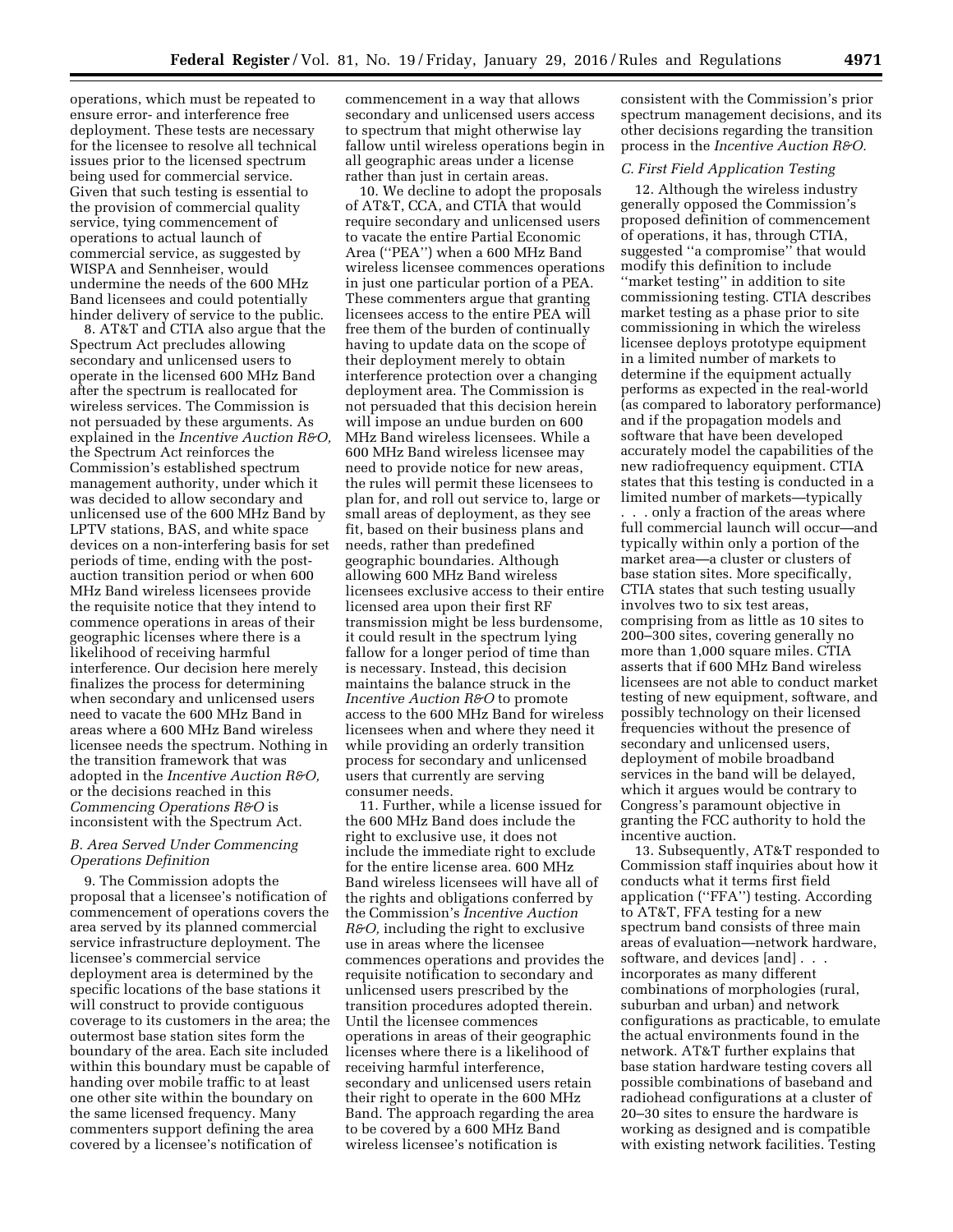operations, which must be repeated to ensure error- and interference free deployment. These tests are necessary for the licensee to resolve all technical issues prior to the licensed spectrum being used for commercial service. Given that such testing is essential to the provision of commercial quality service, tying commencement of operations to actual launch of commercial service, as suggested by WISPA and Sennheiser, would undermine the needs of the 600 MHz Band licensees and could potentially hinder delivery of service to the public.

8. AT&T and CTIA also argue that the Spectrum Act precludes allowing secondary and unlicensed users to operate in the licensed 600 MHz Band after the spectrum is reallocated for wireless services. The Commission is not persuaded by these arguments. As explained in the *Incentive Auction R&O*, the Spectrum Act reinforces the Commission's established spectrum management authority, under which it was decided to allow secondary and unlicensed use of the 600 MHz Band by LPTV stations, BAS, and white space devices on a non-interfering basis for set periods of time, ending with the post-auction transition period or when 600 MHz Band wireless licensees provide the requisite notice that they intend to commence operations in areas of their geographic licenses where there is a likelihood of receiving harmful interference. Our decision here merely finalizes the process for determining when secondary and unlicensed users need to vacate the 600 MHz Band in areas where a 600 MHz Band wireless licensee needs the spectrum. Nothing in the transition framework that was adopted in the *Incentive Auction R&O*, or the decisions reached in this *Commencing Operations R&O* is inconsistent with the Spectrum Act.

### B. Area Served Under Commencing Operations Definition

9. The Commission adopts the proposal that a licensee's notification of commencement of operations covers the area served by its planned commercial service infrastructure deployment. The licensee's commercial service deployment area is determined by the specific locations of the base stations it will construct to provide contiguous coverage to its customers in the area; the outermost base station sites form the boundary of the area. Each site included within this boundary must be capable of handing over mobile traffic to at least one other site within the boundary on the same licensed frequency. Many commenters support defining the area covered by a licensee's notification of commencement in a way that allows secondary and unlicensed users access to spectrum that might otherwise lay fallow until wireless operations begin in all geographic areas under a license rather than just in certain areas.

10. We decline to adopt the proposals of AT&T, CCA, and CTIA that would require secondary and unlicensed users to vacate the entire Partial Economic Area (''PEA'') when a 600 MHz Band wireless licensee commences operations in just one particular portion of a PEA. These commenters argue that granting licensees access to the entire PEA will free them of the burden of continually having to update data on the scope of their deployment merely to obtain interference protection over a changing deployment area. The Commission is not persuaded that this decision herein will impose an undue burden on 600 MHz Band wireless licensees. While a 600 MHz Band wireless licensee may need to provide notice for new areas, the rules will permit these licensees to plan for, and roll out service to, large or small areas of deployment, as they see fit, based on their business plans and needs, rather than predefined geographic boundaries. Although allowing 600 MHz Band wireless licensees exclusive access to their entire licensed area upon their first RF transmission might be less burdensome, it could result in the spectrum lying fallow for a longer period of time than is necessary. Instead, this decision maintains the balance struck in the *Incentive Auction R&O* to promote access to the 600 MHz Band for wireless licensees when and where they need it while providing an orderly transition process for secondary and unlicensed users that currently are serving consumer needs.

11. Further, while a license issued for the 600 MHz Band does include the right to exclusive use, it does not include the immediate right to exclude for the entire license area. 600 MHz Band wireless licensees will have all of the rights and obligations conferred by the Commission's *Incentive Auction R&O*, including the right to exclusive use in areas where the licensee commences operations and provides the requisite notification to secondary and unlicensed users prescribed by the transition procedures adopted therein. Until the licensee commences operations in areas of their geographic licenses where there is a likelihood of receiving harmful interference, secondary and unlicensed users retain their right to operate in the 600 MHz Band. The approach regarding the area to be covered by a 600 MHz Band wireless licensee's notification is consistent with the Commission's prior spectrum management decisions, and its other decisions regarding the transition process in the *Incentive Auction R&O*.

### C. First Field Application Testing

12. Although the wireless industry generally opposed the Commission's proposed definition of commencement of operations, it has, through CTIA, suggested ''a compromise'' that would modify this definition to include ''market testing'' in addition to site commissioning testing. CTIA describes market testing as a phase prior to site commissioning in which the wireless licensee deploys prototype equipment in a limited number of markets to determine if the equipment actually performs as expected in the real-world (as compared to laboratory performance) and if the propagation models and software that have been developed accurately model the capabilities of the new radiofrequency equipment. CTIA states that this testing is conducted in a limited number of markets—typically . . . only a fraction of the areas where full commercial launch will occur—and typically within only a portion of the market area—a cluster or clusters of base station sites. More specifically, CTIA states that such testing usually involves two to six test areas, comprising from as little as 10 sites to 200–300 sites, covering generally no more than 1,000 square miles. CTIA asserts that if 600 MHz Band wireless licensees are not able to conduct market testing of new equipment, software, and possibly technology on their licensed frequencies without the presence of secondary and unlicensed users, deployment of mobile broadband services in the band will be delayed, which it argues would be contrary to Congress's paramount objective in granting the FCC authority to hold the incentive auction.

13. Subsequently, AT&T responded to Commission staff inquiries about how it conducts what it terms first field application (''FFA'') testing. According to AT&T, FFA testing for a new spectrum band consists of three main areas of evaluation—network hardware, software, and devices [and] . . . incorporates as many different combinations of morphologies (rural, suburban and urban) and network configurations as practicable, to emulate the actual environments found in the network. AT&T further explains that base station hardware testing covers all possible combinations of baseband and radiohead configurations at a cluster of 20–30 sites to ensure the hardware is working as designed and is compatible with existing network facilities. Testing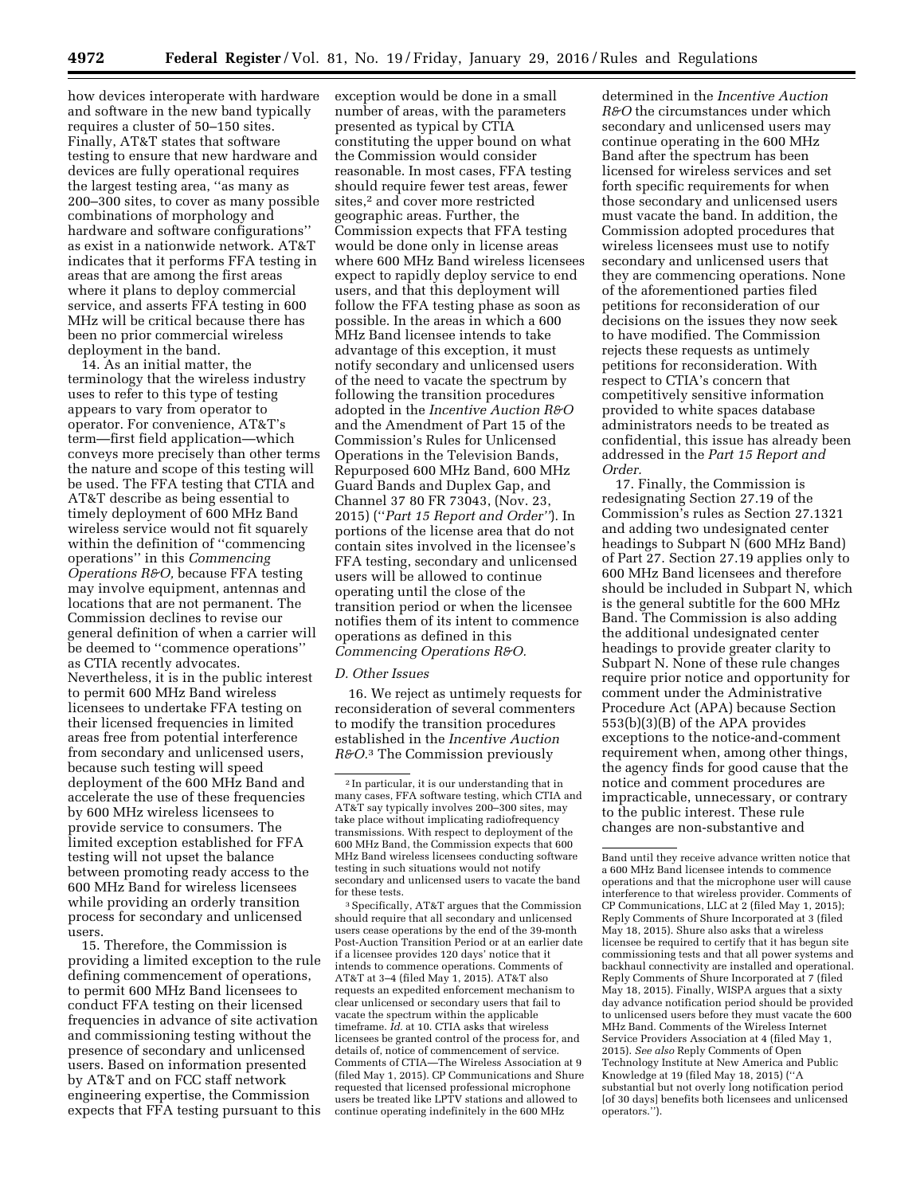how devices interoperate with hardware and software in the new band typically requires a cluster of 50–150 sites. Finally, AT&T states that software testing to ensure that new hardware and devices are fully operational requires the largest testing area, ''as many as 200–300 sites, to cover as many possible combinations of morphology and hardware and software configurations'' as exist in a nationwide network. AT&T indicates that it performs FFA testing in areas that are among the first areas where it plans to deploy commercial service, and asserts FFA testing in 600 MHz will be critical because there has been no prior commercial wireless deployment in the band.

14. As an initial matter, the terminology that the wireless industry uses to refer to this type of testing appears to vary from operator to operator. For convenience, AT&T's term—first field application—which conveys more precisely than other terms the nature and scope of this testing will be used. The FFA testing that CTIA and AT&T describe as being essential to timely deployment of 600 MHz Band wireless service would not fit squarely within the definition of ''commencing operations'' in this *Commencing Operations R&O,* because FFA testing may involve equipment, antennas and locations that are not permanent. The Commission declines to revise our general definition of when a carrier will be deemed to ''commence operations'' as CTIA recently advocates. Nevertheless, it is in the public interest to permit 600 MHz Band wireless licensees to undertake FFA testing on their licensed frequencies in limited areas free from potential interference from secondary and unlicensed users, because such testing will speed deployment of the 600 MHz Band and accelerate the use of these frequencies by 600 MHz wireless licensees to provide service to consumers. The limited exception established for FFA testing will not upset the balance between promoting ready access to the 600 MHz Band for wireless licensees while providing an orderly transition process for secondary and unlicensed users.

15. Therefore, the Commission is providing a limited exception to the rule defining commencement of operations, to permit 600 MHz Band licensees to conduct FFA testing on their licensed frequencies in advance of site activation and commissioning testing without the presence of secondary and unlicensed users. Based on information presented by AT&T and on FCC staff network engineering expertise, the Commission expects that FFA testing pursuant to this exception would be done in a small number of areas, with the parameters presented as typical by CTIA constituting the upper bound on what the Commission would consider reasonable. In most cases, FFA testing should require fewer test areas, fewer sites,[2] and cover more restricted geographic areas. Further, the Commission expects that FFA testing would be done only in license areas where 600 MHz Band wireless licensees expect to rapidly deploy service to end users, and that this deployment will follow the FFA testing phase as soon as possible. In the areas in which a 600 MHz Band licensee intends to take advantage of this exception, it must notify secondary and unlicensed users of the need to vacate the spectrum by following the transition procedures adopted in the *Incentive Auction R&O* and the Amendment of Part 15 of the Commission's Rules for Unlicensed Operations in the Television Bands, Repurposed 600 MHz Band, 600 MHz Guard Bands and Duplex Gap, and Channel 37 80 FR 73043, (Nov. 23, 2015) (''*Part 15 Report and Order''*). In portions of the license area that do not contain sites involved in the licensee's FFA testing, secondary and unlicensed users will be allowed to continue operating until the close of the transition period or when the licensee notifies them of its intent to commence operations as defined in this *Commencing Operations R&O.*

### D. Other Issues

16. We reject as untimely requests for reconsideration of several commenters to modify the transition procedures established in the *Incentive Auction R&O.*[3] The Commission previously determined in the *Incentive Auction R&O* the circumstances under which secondary and unlicensed users may continue operating in the 600 MHz Band after the spectrum has been licensed for wireless services and set forth specific requirements for when those secondary and unlicensed users must vacate the band. In addition, the Commission adopted procedures that wireless licensees must use to notify secondary and unlicensed users that they are commencing operations. None of the aforementioned parties filed petitions for reconsideration of our decisions on the issues they now seek to have modified. The Commission rejects these requests as untimely petitions for reconsideration. With respect to CTIA's concern that competitively sensitive information provided to white spaces database administrators needs to be treated as confidential, this issue has already been addressed in the *Part 15 Report and Order.*

17. Finally, the Commission is redesignating Section 27.19 of the Commission's rules as Section 27.1321 and adding two undesignated center headings to Subpart N (600 MHz Band) of Part 27. Section 27.19 applies only to 600 MHz Band licensees and therefore should be included in Subpart N, which is the general subtitle for the 600 MHz Band. The Commission is also adding the additional undesignated center headings to provide greater clarity to Subpart N. None of these rule changes require prior notice and opportunity for comment under the Administrative Procedure Act (APA) because Section 553(b)(3)(B) of the APA provides exceptions to the notice-and-comment requirement when, among other things, the agency finds for good cause that the notice and comment procedures are impracticable, unnecessary, or contrary to the public interest. These rule changes are non-substantive and

---

[2] In particular, it is our understanding that in many cases, FFA software testing, which CTIA and AT&T say typically involves 200–300 sites, may take place without implicating radiofrequency transmissions. With respect to deployment of the 600 MHz Band, the Commission expects that 600 MHz Band wireless licensees conducting software testing in such situations would not notify secondary and unlicensed users to vacate the band for these tests.

[3] Specifically, AT&T argues that the Commission should require that all secondary and unlicensed users cease operations by the end of the 39-month Post-Auction Transition Period or at an earlier date if a licensee provides 120 days' notice that it intends to commence operations. Comments of AT&T at 3–4 (filed May 1, 2015). AT&T also requests an expedited enforcement mechanism to clear unlicensed or secondary users that fail to vacate the spectrum within the applicable timeframe. *Id.* at 10. CTIA asks that wireless licensees be granted control of the process for, and details of, notice of commencement of service. Comments of CTIA—The Wireless Association at 9 (filed May 1, 2015). CP Communications and Shure requested that licensed professional microphone users be treated like LPTV stations and allowed to continue operating indefinitely in the 600 MHz Band until they receive advance written notice that a 600 MHz Band licensee intends to commence operations and that the microphone user will cause interference to that wireless provider. Comments of CP Communications, LLC at 2 (filed May 1, 2015); Reply Comments of Shure Incorporated at 3 (filed May 18, 2015). Shure also asks that a wireless licensee be required to certify that it has begun site commissioning tests and that all power systems and backhaul connectivity are installed and operational. Reply Comments of Shure Incorporated at 7 (filed May 18, 2015). Finally, WISPA argues that a sixty day advance notification period should be provided to unlicensed users before they must vacate the 600 MHz Band. Comments of the Wireless Internet Service Providers Association at 4 (filed May 1, 2015). *See also* Reply Comments of Open Technology Institute at New America and Public Knowledge at 19 (filed May 18, 2015) (''A substantial but not overly long notification period [of 30 days] benefits both licensees and unlicensed operators.'').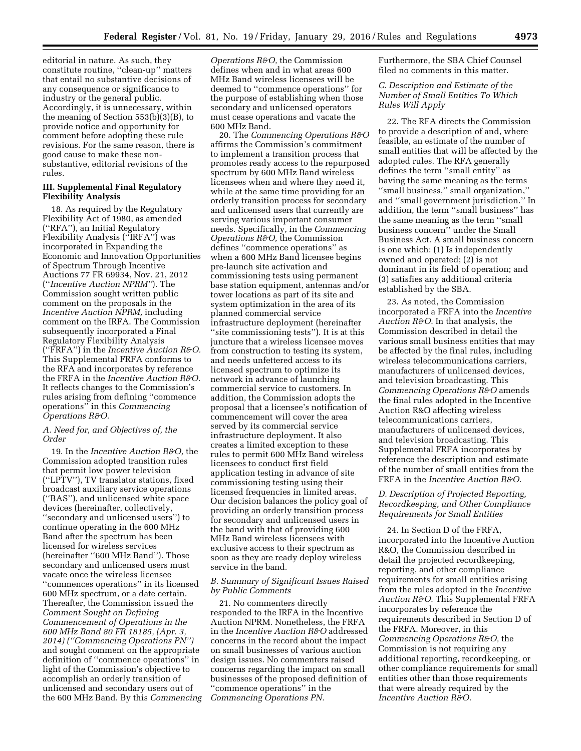editorial in nature. As such, they constitute routine, ''clean-up'' matters that entail no substantive decisions of any consequence or significance to industry or the general public. Accordingly, it is unnecessary, within the meaning of Section 553(b)(3)(B), to provide notice and opportunity for comment before adopting these rule revisions. For the same reason, there is good cause to make these non-substantive, editorial revisions of the rules.

### III. Supplemental Final Regulatory Flexibility Analysis

18. As required by the Regulatory Flexibility Act of 1980, as amended (''RFA''), an Initial Regulatory Flexibility Analysis (''IRFA'') was incorporated in Expanding the Economic and Innovation Opportunities of Spectrum Through Incentive Auctions 77 FR 69934, Nov. 21, 2012 (''*Incentive Auction NPRM''*). The Commission sought written public comment on the proposals in the *Incentive Auction NPRM,* including comment on the IRFA. The Commission subsequently incorporated a Final Regulatory Flexibility Analysis (''FRFA'') in the *Incentive Auction R&O.* This Supplemental FRFA conforms to the RFA and incorporates by reference the FRFA in the *Incentive Auction R&O.* It reflects changes to the Commission's rules arising from defining ''commence operations'' in this *Commencing Operations R&O.*

#### A. Need for, and Objectives of, the Order

19. In the *Incentive Auction R&O,* the Commission adopted transition rules that permit low power television (''LPTV''), TV translator stations, fixed broadcast auxiliary service operations (''BAS''), and unlicensed white space devices (hereinafter, collectively, ''secondary and unlicensed users'') to continue operating in the 600 MHz Band after the spectrum has been licensed for wireless services (hereinafter ''600 MHz Band''). Those secondary and unlicensed users must vacate once the wireless licensee ''commences operations'' in its licensed 600 MHz spectrum, or a date certain. Thereafter, the Commission issued the *Comment Sought on Defining Commencement of Operations in the 600 MHz Band 80 FR 18185, (Apr. 3, 2014) (''Commencing Operations PN'')* and sought comment on the appropriate definition of ''commence operations'' in light of the Commission's objective to accomplish an orderly transition of unlicensed and secondary users out of the 600 MHz Band. By this *Commencing Operations R&O,* the Commission defines when and in what areas 600 MHz Band wireless licensees will be deemed to ''commence operations'' for the purpose of establishing when those secondary and unlicensed operators must cease operations and vacate the 600 MHz Band.

20. The *Commencing Operations R&O* affirms the Commission's commitment to implement a transition process that promotes ready access to the repurposed spectrum by 600 MHz Band wireless licensees when and where they need it, while at the same time providing for an orderly transition process for secondary and unlicensed users that currently are serving various important consumer needs. Specifically, in the *Commencing Operations R&O,* the Commission defines ''commence operations'' as when a 600 MHz Band licensee begins pre-launch site activation and commissioning tests using permanent base station equipment, antennas and/or tower locations as part of its site and system optimization in the area of its planned commercial service infrastructure deployment (hereinafter ''site commissioning tests''). It is at this juncture that a wireless licensee moves from construction to testing its system, and needs unfettered access to its licensed spectrum to optimize its network in advance of launching commercial service to customers. In addition, the Commission adopts the proposal that a licensee's notification of commencement will cover the area served by its commercial service infrastructure deployment. It also creates a limited exception to these rules to permit 600 MHz Band wireless licensees to conduct first field application testing in advance of site commissioning testing using their licensed frequencies in limited areas. Our decision balances the policy goal of providing an orderly transition process for secondary and unlicensed users in the band with that of providing 600 MHz Band wireless licensees with exclusive access to their spectrum as soon as they are ready deploy wireless service in the band.

#### B. Summary of Significant Issues Raised by Public Comments

21. No commenters directly responded to the IRFA in the Incentive Auction NPRM. Nonetheless, the FRFA in the *Incentive Auction R&O* addressed concerns in the record about the impact on small businesses of various auction design issues. No commenters raised concerns regarding the impact on small businesses of the proposed definition of ''commence operations'' in the *Commencing Operations PN.* Furthermore, the SBA Chief Counsel filed no comments in this matter.

#### C. Description and Estimate of the Number of Small Entities To Which Rules Will Apply

22. The RFA directs the Commission to provide a description of and, where feasible, an estimate of the number of small entities that will be affected by the adopted rules. The RFA generally defines the term ''small entity'' as having the same meaning as the terms ''small business,'' small organization,'' and ''small government jurisdiction.'' In addition, the term ''small business'' has the same meaning as the term ''small business concern'' under the Small Business Act. A small business concern is one which: (1) Is independently owned and operated; (2) is not dominant in its field of operation; and (3) satisfies any additional criteria established by the SBA.

23. As noted, the Commission incorporated a FRFA into the *Incentive Auction R&O.* In that analysis, the Commission described in detail the various small business entities that may be affected by the final rules, including wireless telecommunications carriers, manufacturers of unlicensed devices, and television broadcasting. This *Commencing Operations R&O* amends the final rules adopted in the Incentive Auction R&O affecting wireless telecommunications carriers, manufacturers of unlicensed devices, and television broadcasting. This Supplemental FRFA incorporates by reference the description and estimate of the number of small entities from the FRFA in the *Incentive Auction R&O.*

#### D. Description of Projected Reporting, Recordkeeping, and Other Compliance Requirements for Small Entities

24. In Section D of the FRFA, incorporated into the Incentive Auction R&O, the Commission described in detail the projected recordkeeping, reporting, and other compliance requirements for small entities arising from the rules adopted in the *Incentive Auction R&O.* This Supplemental FRFA incorporates by reference the requirements described in Section D of the FRFA. Moreover, in this *Commencing Operations R&O,* the Commission is not requiring any additional reporting, recordkeeping, or other compliance requirements for small entities other than those requirements that were already required by the *Incentive Auction R&O.*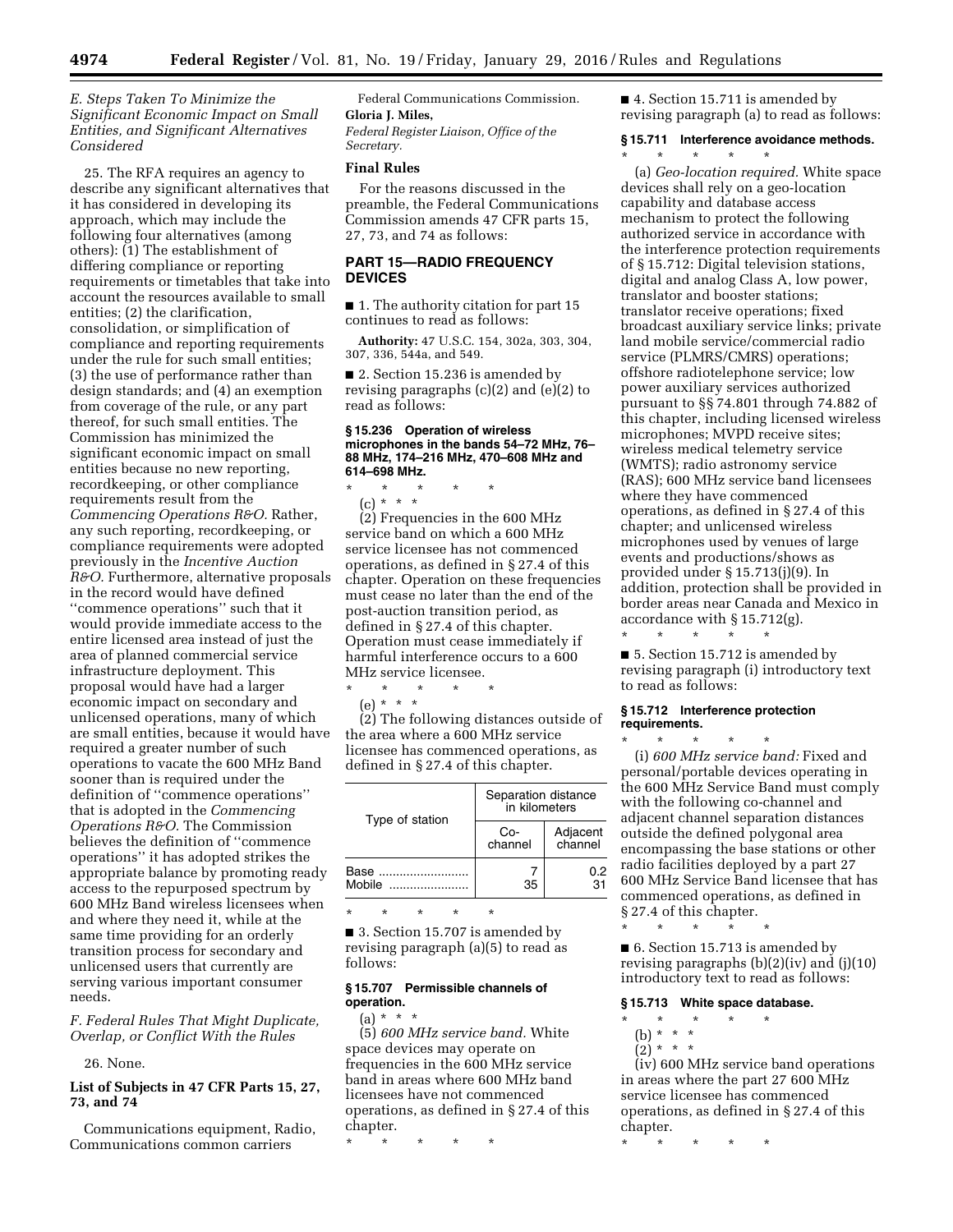*E. Steps Taken To Minimize the Significant Economic Impact on Small Entities, and Significant Alternatives Considered*

25. The RFA requires an agency to describe any significant alternatives that it has considered in developing its approach, which may include the following four alternatives (among others): (1) The establishment of differing compliance or reporting requirements or timetables that take into account the resources available to small entities; (2) the clarification, consolidation, or simplification of compliance and reporting requirements under the rule for such small entities; (3) the use of performance rather than design standards; and (4) an exemption from coverage of the rule, or any part thereof, for such small entities. The Commission has minimized the significant economic impact on small entities because no new reporting, recordkeeping, or other compliance requirements result from the *Commencing Operations R&O.* Rather, any such reporting, recordkeeping, or compliance requirements were adopted previously in the *Incentive Auction R&O.* Furthermore, alternative proposals in the record would have defined ''commence operations'' such that it would provide immediate access to the entire licensed area instead of just the area of planned commercial service infrastructure deployment. This proposal would have had a larger economic impact on secondary and unlicensed operations, many of which are small entities, because it would have required a greater number of such operations to vacate the 600 MHz Band sooner than is required under the definition of ''commence operations'' that is adopted in the *Commencing Operations R&O.* The Commission believes the definition of ''commence operations'' it has adopted strikes the appropriate balance by promoting ready access to the repurposed spectrum by 600 MHz Band wireless licensees when and where they need it, while at the same time providing for an orderly transition process for secondary and unlicensed users that currently are serving various important consumer needs.

*F. Federal Rules That Might Duplicate, Overlap, or Conflict With the Rules*

26. None.

### List of Subjects in 47 CFR Parts 15, 27, 73, and 74

Communications equipment, Radio, Communications common carriers

Federal Communications Commission.

**Gloria J. Miles,**

*Federal Register Liaison, Office of the Secretary.*

### Final Rules

For the reasons discussed in the preamble, the Federal Communications Commission amends 47 CFR parts 15, 27, 73, and 74 as follows:

## PART 15—RADIO FREQUENCY DEVICES

■ 1. The authority citation for part 15 continues to read as follows:

**Authority:** 47 U.S.C. 154, 302a, 303, 304, 307, 336, 544a, and 549.

■ 2. Section 15.236 is amended by revising paragraphs (c)(2) and (e)(2) to read as follows:

**§ 15.236 Operation of wireless microphones in the bands 54–72 MHz, 76–88 MHz, 174–216 MHz, 470–608 MHz and 614–698 MHz.**

\* \* \* \* \*

(c) \* \* \*

(2) Frequencies in the 600 MHz service band on which a 600 MHz service licensee has not commenced operations, as defined in § 27.4 of this chapter. Operation on these frequencies must cease no later than the end of the post-auction transition period, as defined in § 27.4 of this chapter. Operation must cease immediately if harmful interference occurs to a 600 MHz service licensee.

\* \* \* \* \*

(e) \* \* \*

(2) The following distances outside of the area where a 600 MHz service licensee has commenced operations, as defined in § 27.4 of this chapter.

| Type of station | Separation distance in kilometers | |
|---|---|---|
| | Co-channel | Adjacent channel |
| Base | 7 | 0.2 |
| Mobile | 35 | 31 |

\* \* \* \* \*

■ 3. Section 15.707 is amended by revising paragraph (a)(5) to read as follows:

**§ 15.707 Permissible channels of operation.**

(a) \* \* \*

(5) *600 MHz service band.* White space devices may operate on frequencies in the 600 MHz service band in areas where 600 MHz band licensees have not commenced operations, as defined in § 27.4 of this chapter.

\* \* \* \* \*

■ 4. Section 15.711 is amended by revising paragraph (a) to read as follows:

**§ 15.711 Interference avoidance methods.**

\* \* \* \* \*

(a) *Geo-location required.* White space devices shall rely on a geo-location capability and database access mechanism to protect the following authorized service in accordance with the interference protection requirements of § 15.712: Digital television stations, digital and analog Class A, low power, translator and booster stations; translator receive operations; fixed broadcast auxiliary service links; private land mobile service/commercial radio service (PLMRS/CMRS) operations; offshore radiotelephone service; low power auxiliary services authorized pursuant to §§ 74.801 through 74.882 of this chapter, including licensed wireless microphones; MVPD receive sites; wireless medical telemetry service (WMTS); radio astronomy service (RAS); 600 MHz service band licensees where they have commenced operations, as defined in § 27.4 of this chapter; and unlicensed wireless microphones used by venues of large events and productions/shows as provided under § 15.713(j)(9). In addition, protection shall be provided in border areas near Canada and Mexico in accordance with § 15.712(g).

\* \* \* \* \*

■ 5. Section 15.712 is amended by revising paragraph (i) introductory text to read as follows:

**§ 15.712 Interference protection requirements.**

\* \* \* \* \*

(i) *600 MHz service band:* Fixed and personal/portable devices operating in the 600 MHz Service Band must comply with the following co-channel and adjacent channel separation distances outside the defined polygonal area encompassing the base stations or other radio facilities deployed by a part 27 600 MHz Service Band licensee that has commenced operations, as defined in § 27.4 of this chapter.

\* \* \* \* \*

■ 6. Section 15.713 is amended by revising paragraphs (b)(2)(iv) and (j)(10) introductory text to read as follows:

**§ 15.713 White space database.**

\* \* \* \* \*

(b) \* \* \*

(2) \* \* \*

(iv) 600 MHz service band operations in areas where the part 27 600 MHz service licensee has commenced operations, as defined in § 27.4 of this chapter.

\* \* \* \* \*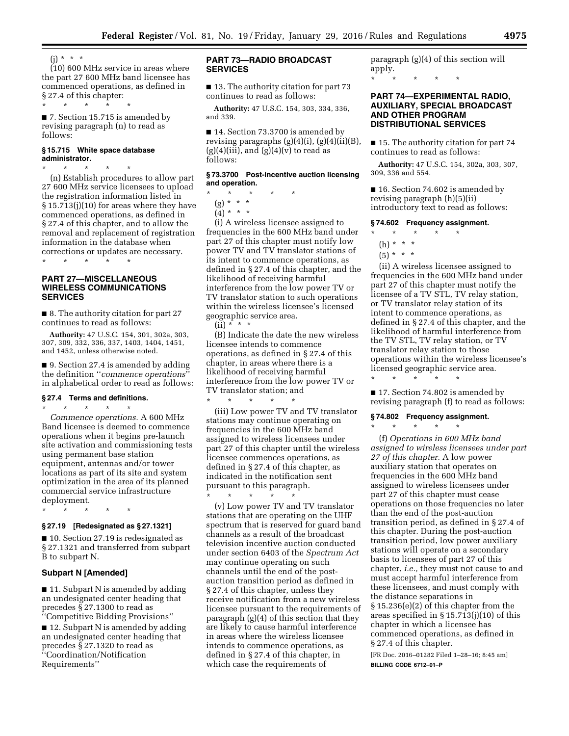(j) * * *

(10) 600 MHz service in areas where the part 27 600 MHz band licensee has commenced operations, as defined in § 27.4 of this chapter:

\* \* \* \* \*

■ 7. Section 15.715 is amended by revising paragraph (n) to read as follows:

#### § 15.715 White space database administrator.

\* \* \* \* \*

(n) Establish procedures to allow part 27 600 MHz service licensees to upload the registration information listed in § 15.713(j)(10) for areas where they have commenced operations, as defined in § 27.4 of this chapter, and to allow the removal and replacement of registration information in the database when corrections or updates are necessary.

\* \* \* \* \*

## PART 27—MISCELLANEOUS WIRELESS COMMUNICATIONS SERVICES

■ 8. The authority citation for part 27 continues to read as follows:

**Authority:** 47 U.S.C. 154, 301, 302a, 303, 307, 309, 332, 336, 337, 1403, 1404, 1451, and 1452, unless otherwise noted.

■ 9. Section 27.4 is amended by adding the definition "*commence operations*" in alphabetical order to read as follows:

#### § 27.4 Terms and definitions.

\* \* \* \* \*

*Commence operations.* A 600 MHz Band licensee is deemed to commence operations when it begins pre-launch site activation and commissioning tests using permanent base station equipment, antennas and/or tower locations as part of its site and system optimization in the area of its planned commercial service infrastructure deployment.

\* \* \* \* \*

#### § 27.19 [Redesignated as § 27.1321]

■ 10. Section 27.19 is redesignated as § 27.1321 and transferred from subpart B to subpart N.

### Subpart N [Amended]

■ 11. Subpart N is amended by adding an undesignated center heading that precedes § 27.1300 to read as "Competitive Bidding Provisions"

■ 12. Subpart N is amended by adding an undesignated center heading that precedes § 27.1320 to read as "Coordination/Notification Requirements"

## PART 73—RADIO BROADCAST SERVICES

■ 13. The authority citation for part 73 continues to read as follows:

**Authority:** 47 U.S.C. 154, 303, 334, 336, and 339.

■ 14. Section 73.3700 is amended by revising paragraphs (g)(4)(i), (g)(4)(ii)(B), (g)(4)(iii), and (g)(4)(v) to read as follows:

#### § 73.3700 Post-incentive auction licensing and operation.

\* \* \* \* \*

(g) * * *

(4) * * *

(i) A wireless licensee assigned to frequencies in the 600 MHz band under part 27 of this chapter must notify low power TV and TV translator stations of its intent to commence operations, as defined in § 27.4 of this chapter, and the likelihood of receiving harmful interference from the low power TV or TV translator station to such operations within the wireless licensee's licensed geographic service area.

(ii) * * *

(B) Indicate the date the new wireless licensee intends to commence operations, as defined in § 27.4 of this chapter, in areas where there is a likelihood of receiving harmful interference from the low power TV or TV translator station; and

\* \* \* \* \*

(iii) Low power TV and TV translator stations may continue operating on frequencies in the 600 MHz band assigned to wireless licensees under part 27 of this chapter until the wireless licensee commences operations, as defined in § 27.4 of this chapter, as indicated in the notification sent pursuant to this paragraph.

\* \* \* \* \*

(v) Low power TV and TV translator stations that are operating on the UHF spectrum that is reserved for guard band channels as a result of the broadcast television incentive auction conducted under section 6403 of the *Spectrum Act* may continue operating on such channels until the end of the post-auction transition period as defined in § 27.4 of this chapter, unless they receive notification from a new wireless licensee pursuant to the requirements of paragraph (g)(4) of this section that they are likely to cause harmful interference in areas where the wireless licensee intends to commence operations, as defined in § 27.4 of this chapter, in which case the requirements of paragraph (g)(4) of this section will apply.

\* \* \* \* \*

## PART 74—EXPERIMENTAL RADIO, AUXILIARY, SPECIAL BROADCAST AND OTHER PROGRAM DISTRIBUTIONAL SERVICES

■ 15. The authority citation for part 74 continues to read as follows:

**Authority:** 47 U.S.C. 154, 302a, 303, 307, 309, 336 and 554.

■ 16. Section 74.602 is amended by revising paragraph (h)(5)(ii) introductory text to read as follows:

#### § 74.602 Frequency assignment.

\* \* \* \* \*

(h) * * *

(5) * * *

(ii) A wireless licensee assigned to frequencies in the 600 MHz band under part 27 of this chapter must notify the licensee of a TV STL, TV relay station, or TV translator relay station of its intent to commence operations, as defined in § 27.4 of this chapter, and the likelihood of harmful interference from the TV STL, TV relay station, or TV translator relay station to those operations within the wireless licensee's licensed geographic service area.

\* \* \* \* \*

■ 17. Section 74.802 is amended by revising paragraph (f) to read as follows:

#### § 74.802 Frequency assignment.

\* \* \* \* \*

(f) *Operations in 600 MHz band assigned to wireless licensees under part 27 of this chapter.* A low power auxiliary station that operates on frequencies in the 600 MHz band assigned to wireless licensees under part 27 of this chapter must cease operations on those frequencies no later than the end of the post-auction transition period, as defined in § 27.4 of this chapter. During the post-auction transition period, low power auxiliary stations will operate on a secondary basis to licensees of part 27 of this chapter, *i.e.,* they must not cause to and must accept harmful interference from these licensees, and must comply with the distance separations in § 15.236(e)(2) of this chapter from the areas specified in § 15.713(j)(10) of this chapter in which a licensee has commenced operations, as defined in § 27.4 of this chapter.

[FR Doc. 2016–01282 Filed 1–28–16; 8:45 am]

**BILLING CODE 6712–01–P**